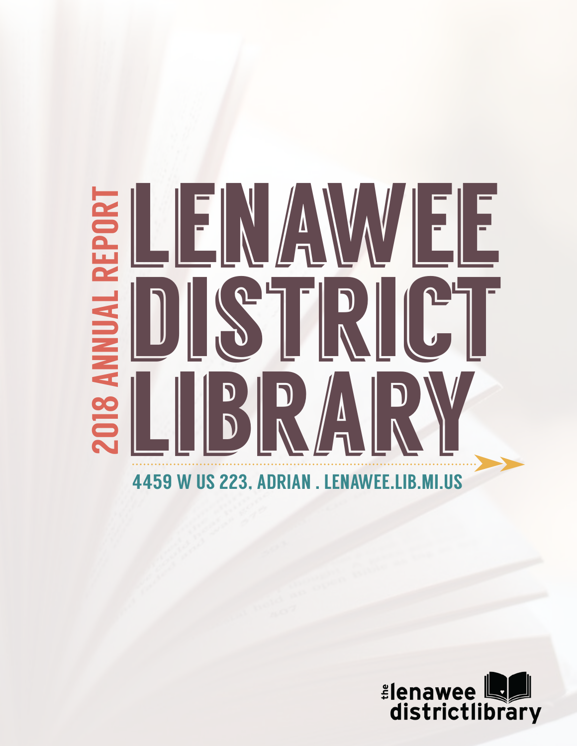2018 ANNUAL REPORT

# LENAWEE DISTRICT LIBRARY

4459 W US 223, ADRIAN . LENAWEE.LIB.MI.US

the lenawee districtlibrary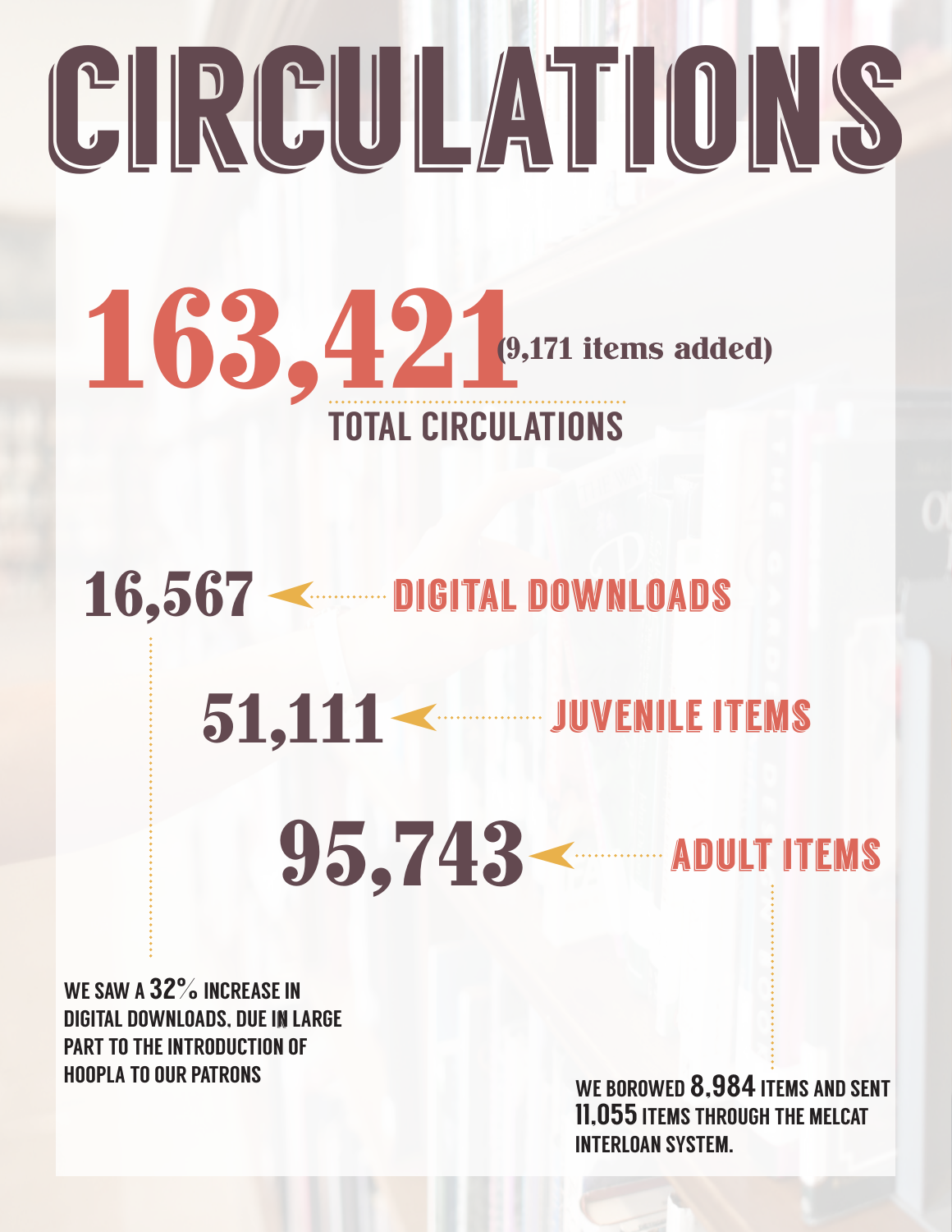# CIRCULATIONS

**163,421** (9,171 items added)

TOTAL CIRCULATIONS

**16,567** — DIGITAL DOWNLOADS

**51,111** — JUVENILE ITEMS

**95,743** — ADULT ITEMS

WE SAW A 32% INCREASE IN DIGITAL DOWNLOADS, DUE IN LARGE PART TO THE INTRODUCTION OF HOOPLA TO OUR PATRONS

WE BOROWED 8,984 ITEMS AND SENT 11,055 ITEMS THROUGH THE MELCAT INTERLOAN SYSTEM.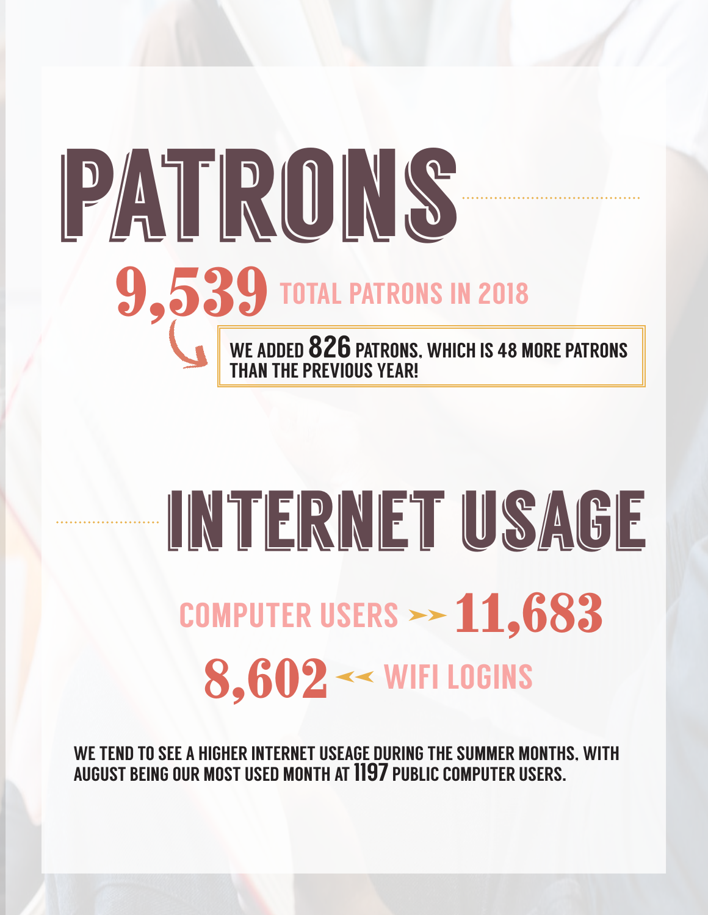# PATRONS

**9,539** TOTAL PATRONS IN 2018

WE ADDED **826** PATRONS, WHICH IS 48 MORE PATRONS THAN THE PREVIOUS YEAR!

# INTERNET USAGE

COMPUTER USERS **11,683**

**8,602** WIFI LOGINS

WE TEND TO SEE A HIGHER INTERNET USEAGE DURING THE SUMMER MONTHS, WITH AUGUST BEING OUR MOST USED MONTH AT **1197** PUBLIC COMPUTER USERS.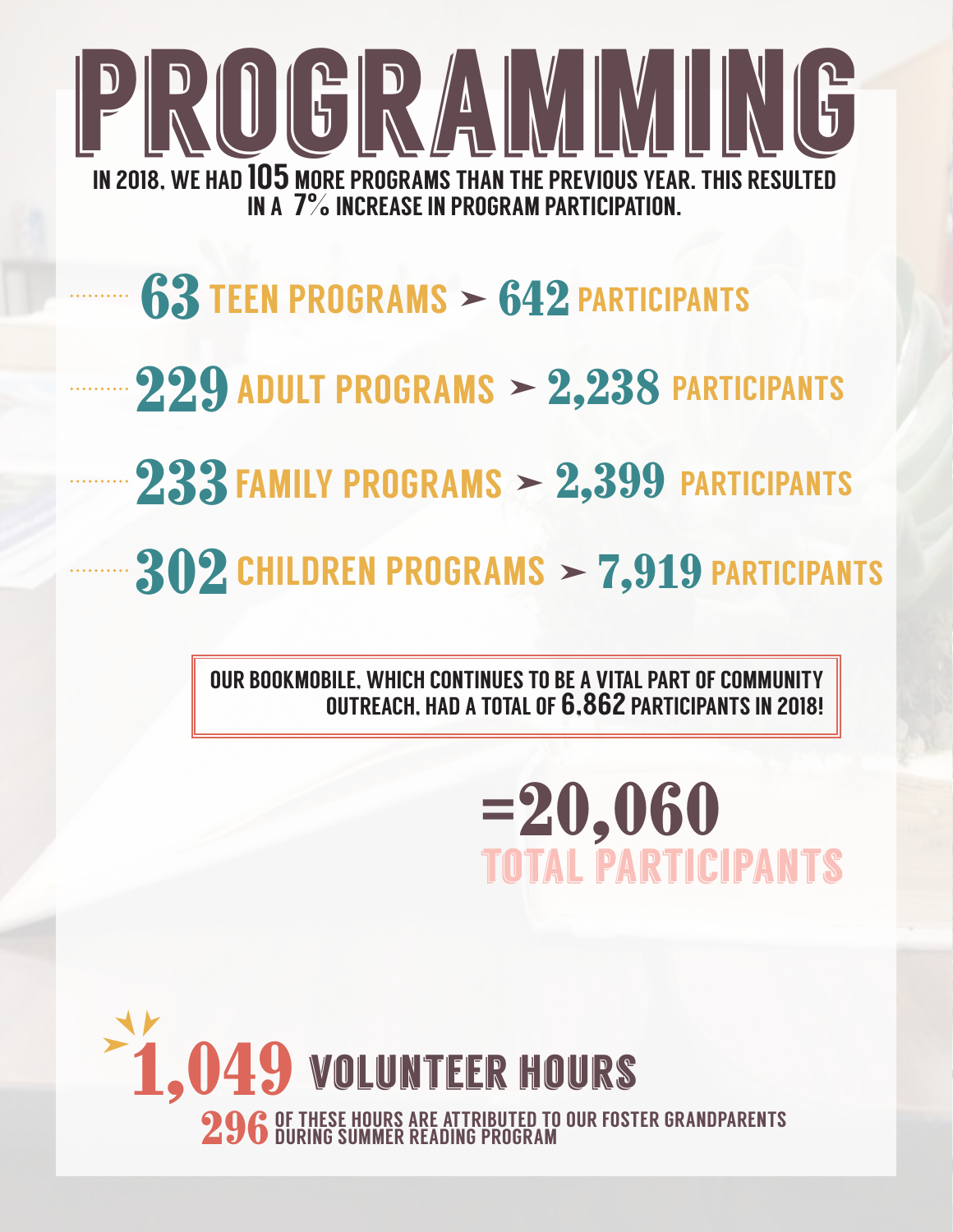# PROGRAMMING

IN 2018, WE HAD **105** MORE PROGRAMS THAN THE PREVIOUS YEAR. THIS RESULTED IN A **7%** INCREASE IN PROGRAM PARTICIPATION.

- **63** TEEN PROGRAMS ➤ **642** PARTICIPANTS
- **229** ADULT PROGRAMS ➤ **2,238** PARTICIPANTS
- **233** FAMILY PROGRAMS ➤ **2,399** PARTICIPANTS
- **302** CHILDREN PROGRAMS ➤ **7,919** PARTICIPANTS

OUR BOOKMOBILE, WHICH CONTINUES TO BE A VITAL PART OF COMMUNITY OUTREACH, HAD A TOTAL OF **6,862** PARTICIPANTS IN 2018!

## =20,060 TOTAL PARTICIPANTS

## 1,049 VOLUNTEER HOURS

**296** OF THESE HOURS ARE ATTRIBUTED TO OUR FOSTER GRANDPARENTS DURING SUMMER READING PROGRAM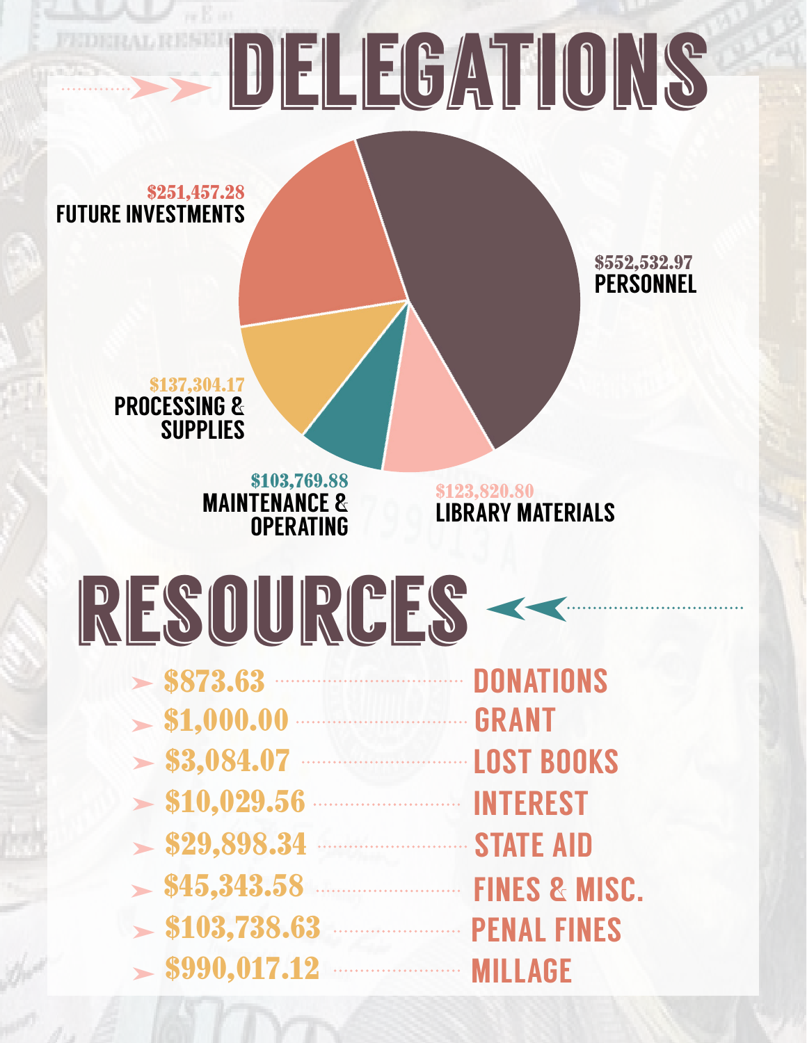# DELEGATIONS

- $251,457.28 FUTURE INVESTMENTS
- $552,532.97 PERSONNEL
- $137,304.17 PROCESSING & SUPPLIES
- $103,769.88 MAINTENANCE & OPERATING
- $123,820.80 LIBRARY MATERIALS

# RESOURCES

- $873.63 DONATIONS
- $1,000.00 GRANT
- $3,084.07 LOST BOOKS
- $10,029.56 INTEREST
- $29,898.34 STATE AID
- $45,343.58 FINES & MISC.
- $103,738.63 PENAL FINES
- $990,017.12 MILLAGE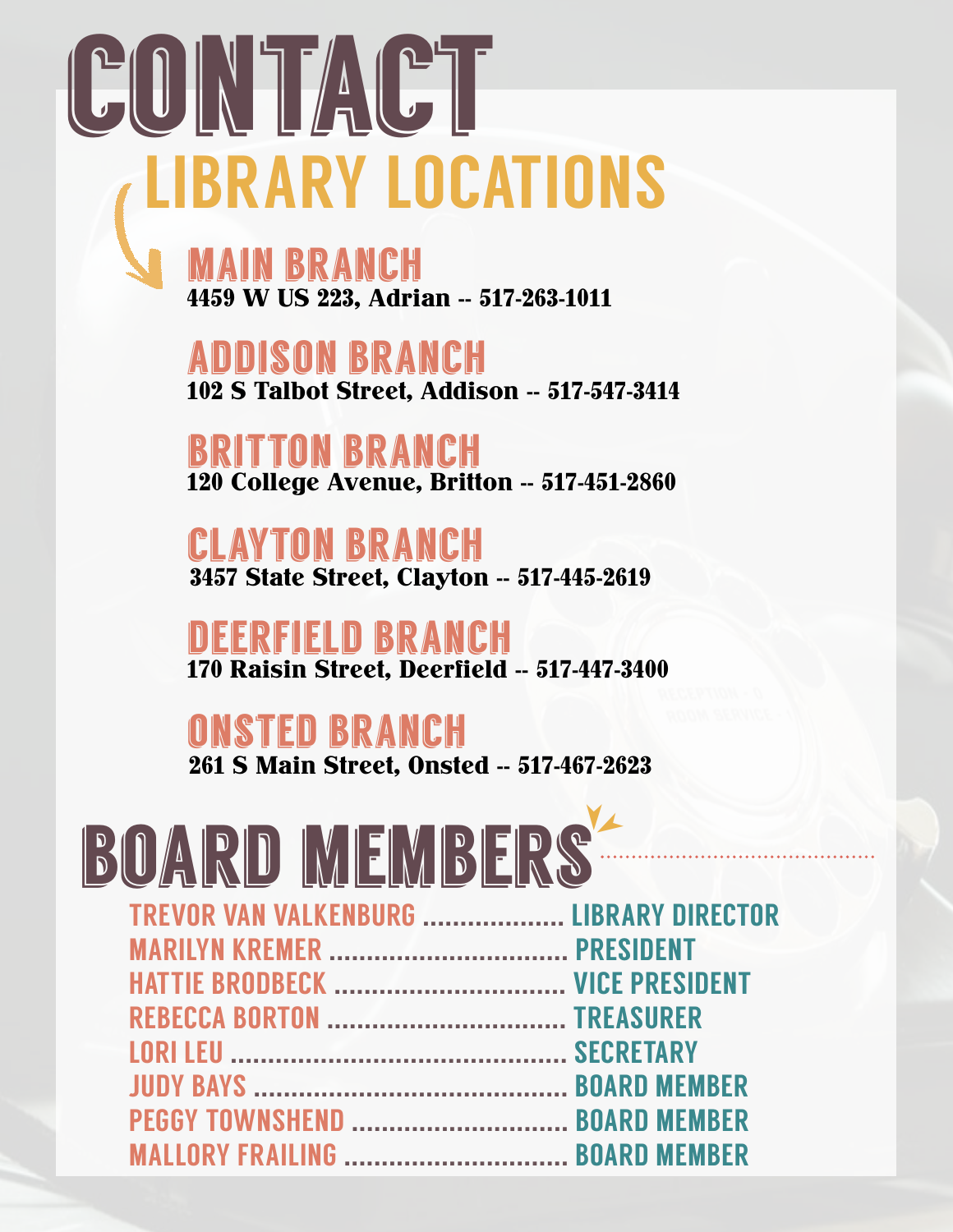# CONTACT

## LIBRARY LOCATIONS

### MAIN BRANCH
**4459 W US 223, Adrian -- 517-263-1011**

### ADDISON BRANCH
**102 S Talbot Street, Addison -- 517-547-3414**

### BRITTON BRANCH
**120 College Avenue, Britton -- 517-451-2860**

### CLAYTON BRANCH
**3457 State Street, Clayton -- 517-445-2619**

### DEERFIELD BRANCH
**170 Raisin Street, Deerfield -- 517-447-3400**

### ONSTED BRANCH
**261 S Main Street, Onsted -- 517-467-2623**

# BOARD MEMBERS

TREVOR VAN VALKENBURG .................. LIBRARY DIRECTOR
MARILYN KREMER ................................ PRESIDENT
HATTIE BRODBECK ............................... VICE PRESIDENT
REBECCA BORTON ................................ TREASURER
LORI LEU ............................................ SECRETARY
JUDY BAYS .......................................... BOARD MEMBER
PEGGY TOWNSHEND ............................. BOARD MEMBER
MALLORY FRAILING ............................. BOARD MEMBER